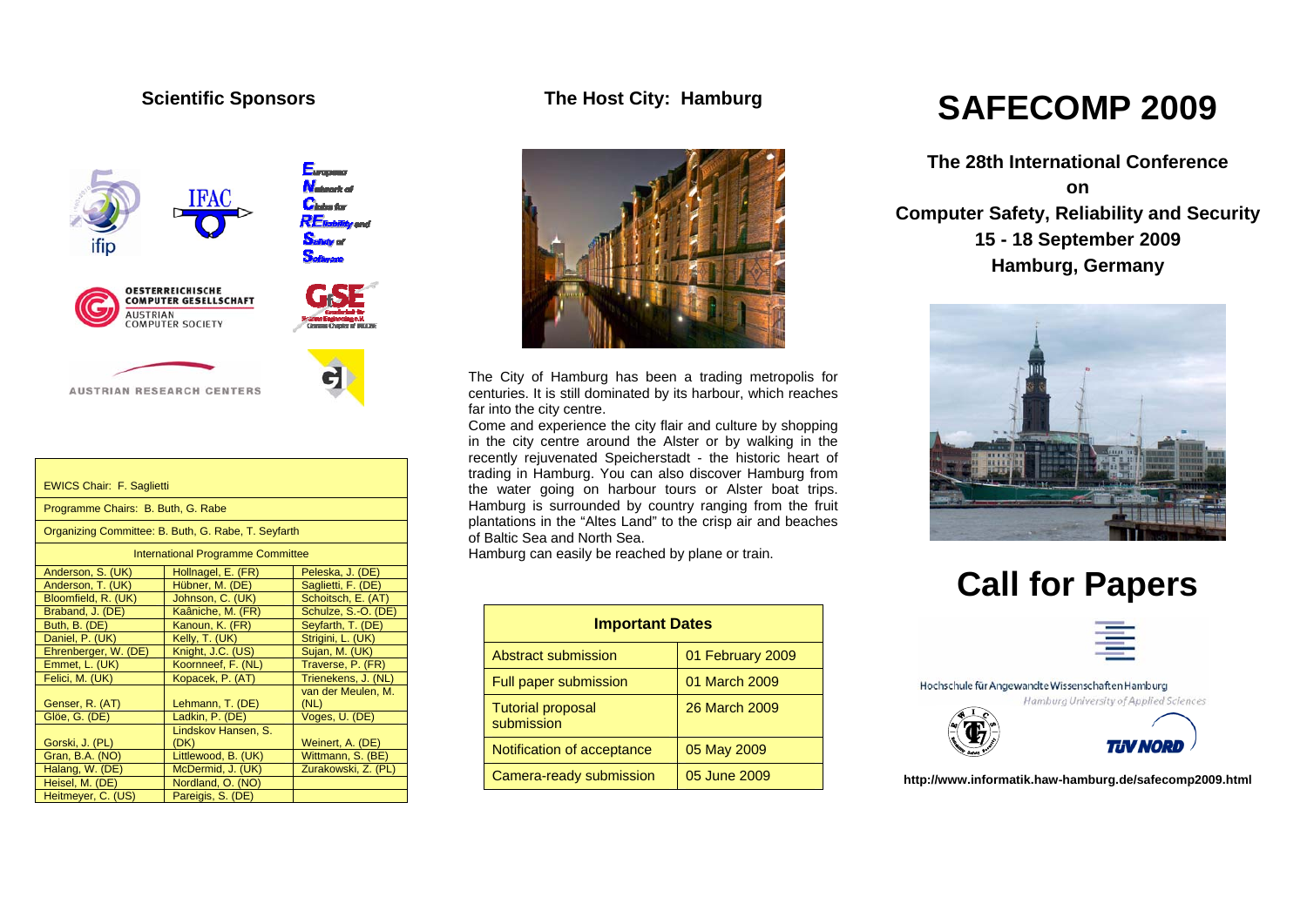## Scientific Sponsors

ifip

IFAC

**E**uropean **N**etwork of **C**lubs for **RE**liability and **S**afety of **S**oftware

OESTERREICHISCHE COMPUTER GESELLSCHAFT
AUSTRIAN COMPUTER SOCIETY

GfSE

AUSTRIAN RESEARCH CENTERS

| EWICS Chair: F. Saglietti | | |
|---|---|---|
| Programme Chairs: B. Buth, G. Rabe | | |
| Organizing Committee: B. Buth, G. Rabe, T. Seyfarth | | |
| International Programme Committee | | |
| Anderson, S. (UK) | Hollnagel, E. (FR) | Peleska, J. (DE) |
| Anderson, T. (UK) | Hübner, M. (DE) | Saglietti, F. (DE) |
| Bloomfield, R. (UK) | Johnson, C. (UK) | Schoitsch, E. (AT) |
| Braband, J. (DE) | Kaâniche, M. (FR) | Schulze, S.-O. (DE) |
| Buth, B. (DE) | Kanoun, K. (FR) | Seyfarth, T. (DE) |
| Daniel, P. (UK) | Kelly, T. (UK) | Strigini, L. (UK) |
| Ehrenberger, W. (DE) | Knight, J.C. (US) | Sujan, M. (UK) |
| Emmet, L. (UK) | Koornneef, F. (NL) | Traverse, P. (FR) |
| Felici, M. (UK) | Kopacek, P. (AT) | Trienekens, J. (NL) |
| Genser, R. (AT) | Lehmann, T. (DE) | van der Meulen, M. (NL) |
| Glöe, G. (DE) | Ladkin, P. (DE) | Voges, U. (DE) |
| Gorski, J. (PL) | Lindskov Hansen, S. (DK) | Weinert, A. (DE) |
| Gran, B.A. (NO) | Littlewood, B. (UK) | Wittmann, S. (BE) |
| Halang, W. (DE) | McDermid, J. (UK) | Zurakowski, Z. (PL) |
| Heisel, M. (DE) | Nordland, O. (NO) | |
| Heitmeyer, C. (US) | Pareigis, S. (DE) | |

## The Host City: Hamburg

The City of Hamburg has been a trading metropolis for centuries. It is still dominated by its harbour, which reaches far into the city centre.

Come and experience the city flair and culture by shopping in the city centre around the Alster or by walking in the recently rejuvenated Speicherstadt - the historic heart of trading in Hamburg. You can also discover Hamburg from the water going on harbour tours or Alster boat trips. Hamburg is surrounded by country ranging from the fruit plantations in the "Altes Land" to the crisp air and beaches of Baltic Sea and North Sea.

Hamburg can easily be reached by plane or train.

| Important Dates | |
|---|---|
| Abstract submission | 01 February 2009 |
| Full paper submission | 01 March 2009 |
| Tutorial proposal submission | 26 March 2009 |
| Notification of acceptance | 05 May 2009 |
| Camera-ready submission | 05 June 2009 |

# SAFECOMP 2009

**The 28th International Conference**
**on**
**Computer Safety, Reliability and Security**
**15 - 18 September 2009**
**Hamburg, Germany**

# Call for Papers

Hochschule für Angewandte Wissenschaften Hamburg
*Hamburg University of Applied Sciences*

TÜV NORD

**http://www.informatik.haw-hamburg.de/safecomp2009.html**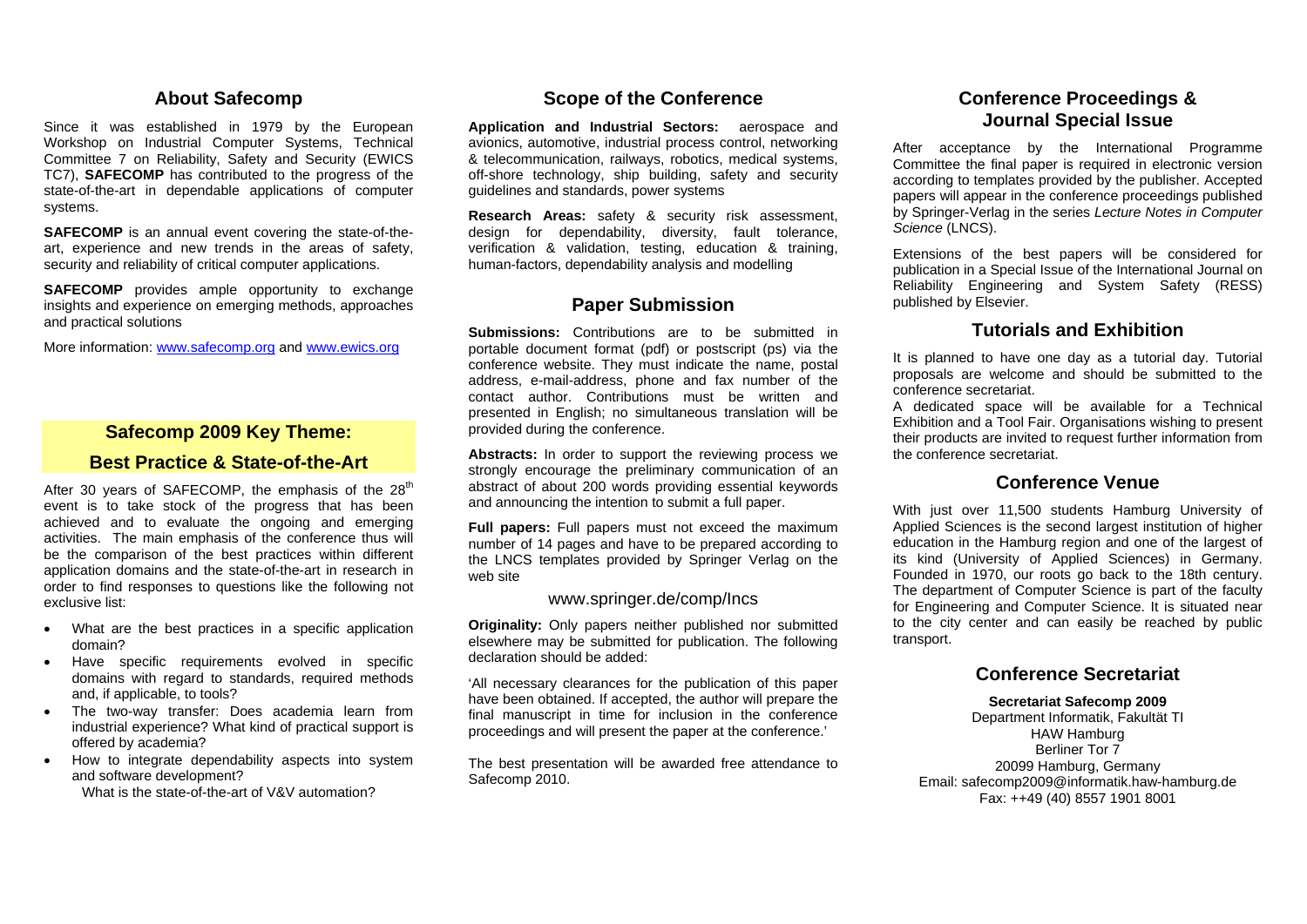## About Safecomp

Since it was established in 1979 by the European Workshop on Industrial Computer Systems, Technical Committee 7 on Reliability, Safety and Security (EWICS TC7), **SAFECOMP** has contributed to the progress of the state-of-the-art in dependable applications of computer systems.

**SAFECOMP** is an annual event covering the state-of-the-art, experience and new trends in the areas of safety, security and reliability of critical computer applications.

**SAFECOMP** provides ample opportunity to exchange insights and experience on emerging methods, approaches and practical solutions

More information: www.safecomp.org and www.ewics.org

## Safecomp 2009 Key Theme:

## Best Practice & State-of-the-Art

After 30 years of SAFECOMP, the emphasis of the 28th event is to take stock of the progress that has been achieved and to evaluate the ongoing and emerging activities. The main emphasis of the conference thus will be the comparison of the best practices within different application domains and the state-of-the-art in research in order to find responses to questions like the following not exclusive list:

- What are the best practices in a specific application domain?
- Have specific requirements evolved in specific domains with regard to standards, required methods and, if applicable, to tools?
- The two-way transfer: Does academia learn from industrial experience? What kind of practical support is offered by academia?
- How to integrate dependability aspects into system and software development?
  What is the state-of-the-art of V&V automation?

## Scope of the Conference

**Application and Industrial Sectors:** aerospace and avionics, automotive, industrial process control, networking & telecommunication, railways, robotics, medical systems, off-shore technology, ship building, safety and security guidelines and standards, power systems

**Research Areas:** safety & security risk assessment, design for dependability, diversity, fault tolerance, verification & validation, testing, education & training, human-factors, dependability analysis and modelling

## Paper Submission

**Submissions:** Contributions are to be submitted in portable document format (pdf) or postscript (ps) via the conference website. They must indicate the name, postal address, e-mail-address, phone and fax number of the contact author. Contributions must be written and presented in English; no simultaneous translation will be provided during the conference.

**Abstracts:** In order to support the reviewing process we strongly encourage the preliminary communication of an abstract of about 200 words providing essential keywords and announcing the intention to submit a full paper.

**Full papers:** Full papers must not exceed the maximum number of 14 pages and have to be prepared according to the LNCS templates provided by Springer Verlag on the web site

www.springer.de/comp/lncs

**Originality:** Only papers neither published nor submitted elsewhere may be submitted for publication. The following declaration should be added:

'All necessary clearances for the publication of this paper have been obtained. If accepted, the author will prepare the final manuscript in time for inclusion in the conference proceedings and will present the paper at the conference.'

The best presentation will be awarded free attendance to Safecomp 2010.

## Conference Proceedings & Journal Special Issue

After acceptance by the International Programme Committee the final paper is required in electronic version according to templates provided by the publisher. Accepted papers will appear in the conference proceedings published by Springer-Verlag in the series *Lecture Notes in Computer Science* (LNCS).

Extensions of the best papers will be considered for publication in a Special Issue of the International Journal on Reliability Engineering and System Safety (RESS) published by Elsevier.

## Tutorials and Exhibition

It is planned to have one day as a tutorial day. Tutorial proposals are welcome and should be submitted to the conference secretariat.
A dedicated space will be available for a Technical Exhibition and a Tool Fair. Organisations wishing to present their products are invited to request further information from the conference secretariat.

## Conference Venue

With just over 11,500 students Hamburg University of Applied Sciences is the second largest institution of higher education in the Hamburg region and one of the largest of its kind (University of Applied Sciences) in Germany. Founded in 1970, our roots go back to the 18th century. The department of Computer Science is part of the faculty for Engineering and Computer Science. It is situated near to the city center and can easily be reached by public transport.

## Conference Secretariat

**Secretariat Safecomp 2009**
Department Informatik, Fakultät TI
HAW Hamburg
Berliner Tor 7
20099 Hamburg, Germany
Email: safecomp2009@informatik.haw-hamburg.de
Fax: ++49 (40) 8557 1901 8001